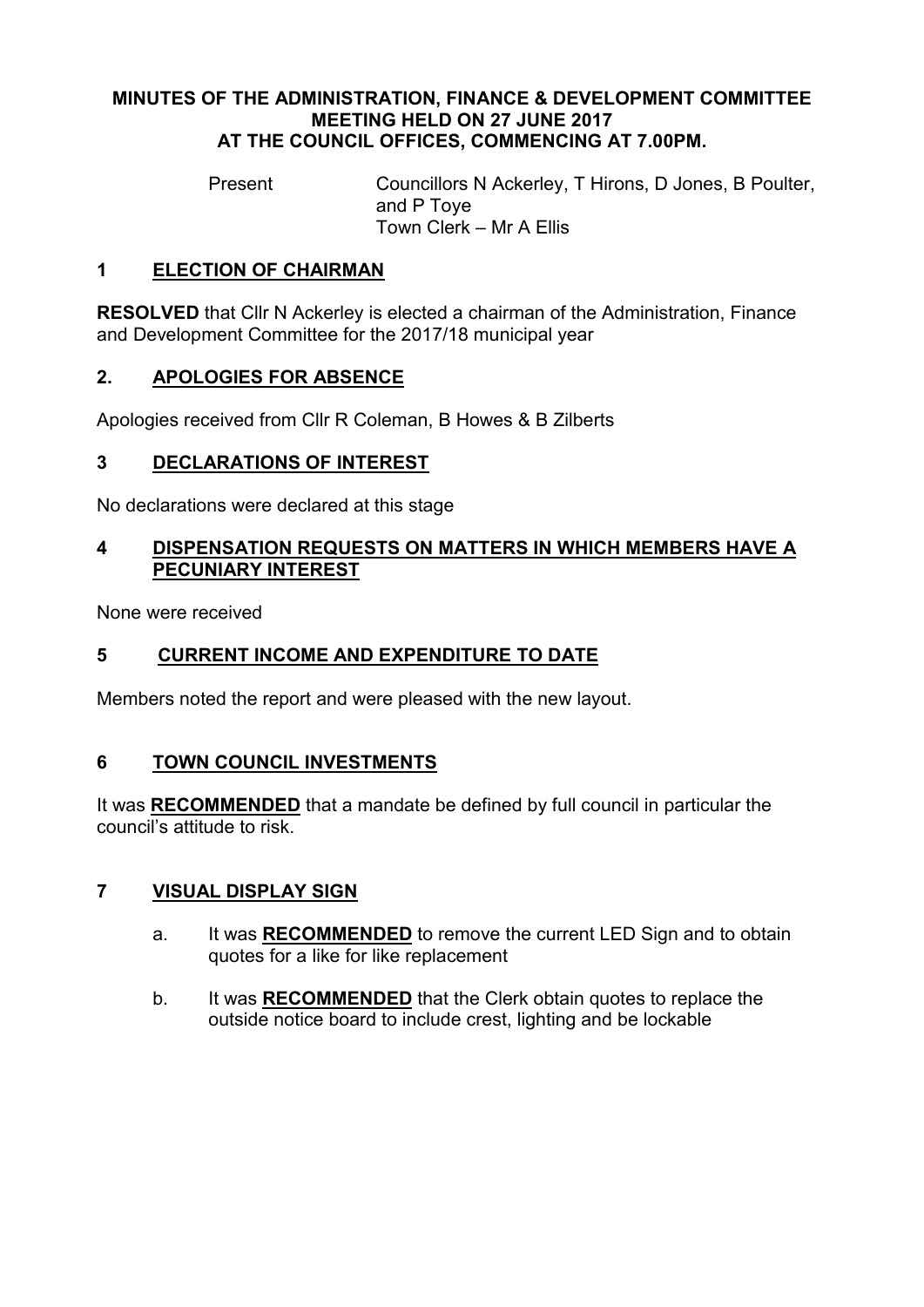**MINUTES OF THE ADMINISTRATION, FINANCE & DEVELOPMENT COMMITTEE MEETING HELD ON 27 JUNE 2017 AT THE COUNCIL OFFICES, COMMENCING AT 7.00PM.**

Present — Councillors N Ackerley, T Hirons, D Jones, B Poulter, and P Toye
Town Clerk – Mr A Ellis

## 1 ELECTION OF CHAIRMAN

**RESOLVED** that Cllr N Ackerley is elected a chairman of the Administration, Finance and Development Committee for the 2017/18 municipal year

## 2. APOLOGIES FOR ABSENCE

Apologies received from Cllr R Coleman, B Howes & B Zilberts

## 3 DECLARATIONS OF INTEREST

No declarations were declared at this stage

## 4 DISPENSATION REQUESTS ON MATTERS IN WHICH MEMBERS HAVE A PECUNIARY INTEREST

None were received

## 5 CURRENT INCOME AND EXPENDITURE TO DATE

Members noted the report and were pleased with the new layout.

## 6 TOWN COUNCIL INVESTMENTS

It was **RECOMMENDED** that a mandate be defined by full council in particular the council's attitude to risk.

## 7 VISUAL DISPLAY SIGN

a. It was **RECOMMENDED** to remove the current LED Sign and to obtain quotes for a like for like replacement

b. It was **RECOMMENDED** that the Clerk obtain quotes to replace the outside notice board to include crest, lighting and be lockable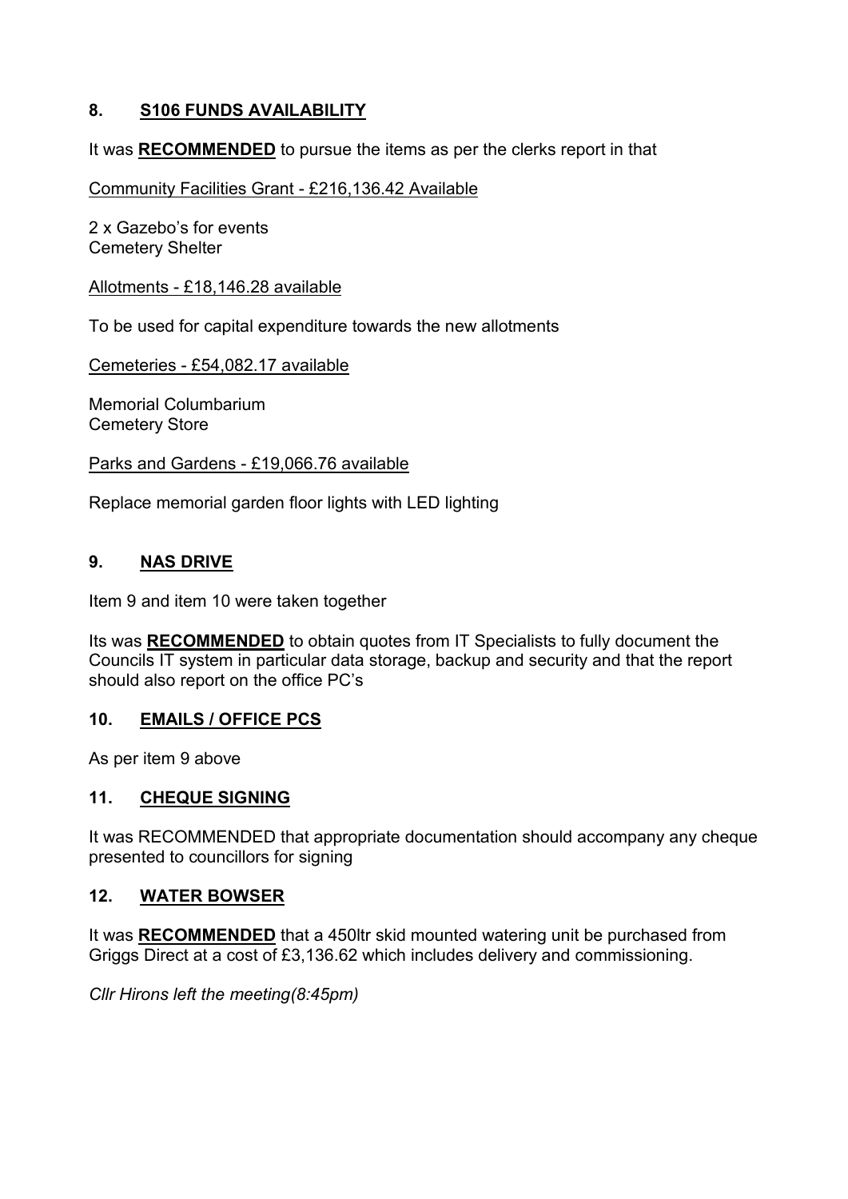## 8. S106 FUNDS AVAILABILITY

It was **RECOMMENDED** to pursue the items as per the clerks report in that

Community Facilities Grant - £216,136.42 Available

2 x Gazebo's for events
Cemetery Shelter

Allotments - £18,146.28 available

To be used for capital expenditure towards the new allotments

Cemeteries - £54,082.17 available

Memorial Columbarium
Cemetery Store

Parks and Gardens - £19,066.76 available

Replace memorial garden floor lights with LED lighting

## 9. NAS DRIVE

Item 9 and item 10 were taken together

Its was **RECOMMENDED** to obtain quotes from IT Specialists to fully document the Councils IT system in particular data storage, backup and security and that the report should also report on the office PC's

## 10. EMAILS / OFFICE PCS

As per item 9 above

## 11. CHEQUE SIGNING

It was RECOMMENDED that appropriate documentation should accompany any cheque presented to councillors for signing

## 12. WATER BOWSER

It was **RECOMMENDED** that a 450ltr skid mounted watering unit be purchased from Griggs Direct at a cost of £3,136.62 which includes delivery and commissioning.

*Cllr Hirons left the meeting(8:45pm)*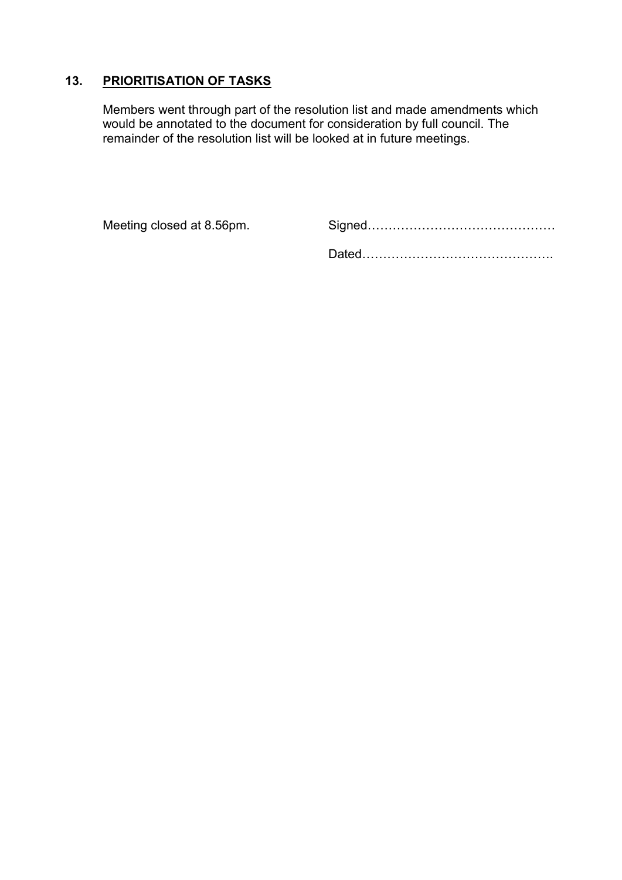## 13. PRIORITISATION OF TASKS

Members went through part of the resolution list and made amendments which would be annotated to the document for consideration by full council. The remainder of the resolution list will be looked at in future meetings.

Meeting closed at 8.56pm.

Signed………………………………………

Dated……………………………………….